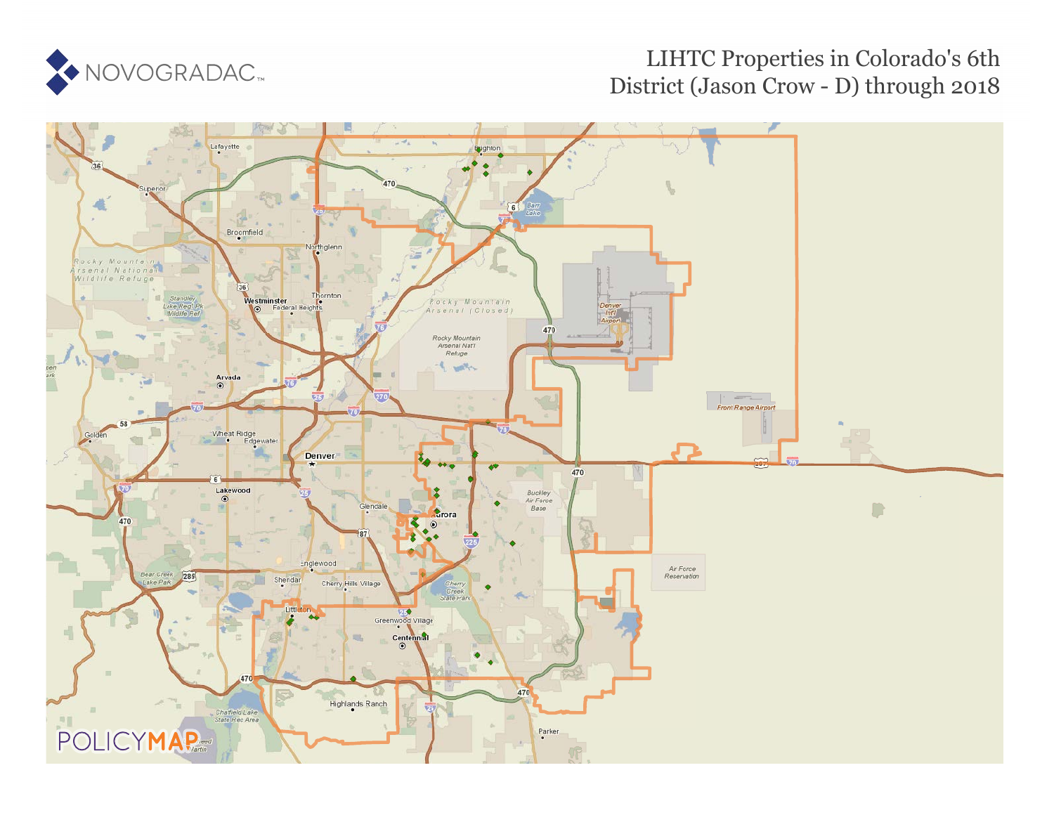NOVOGRADAC

# LIHTC Properties in Colorado's 6th District (Jason Crow - D) through 2018

POLICYMAP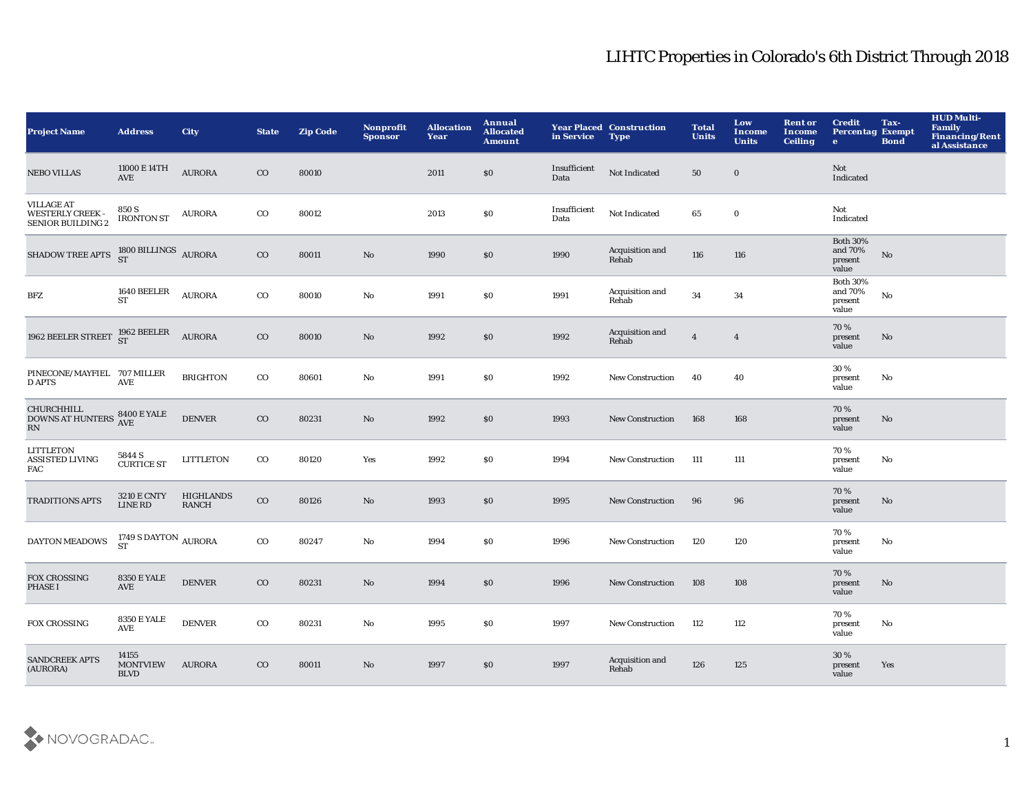# LIHTC Properties in Colorado's 6th District Through 2018

| Project Name | Address | City | State | Zip Code | Nonprofit Sponsor | Allocation Year | Annual Allocated Amount | Year Placed in Service | Construction Type | Total Units | Low Income Units | Rent or Income Ceiling | Credit Percentage | Tax-Exempt Bond | HUD Multi-Family Financing/Rental Assistance |
|---|---|---|---|---|---|---|---|---|---|---|---|---|---|---|---|
| NEBO VILLAS | 11000 E 14TH AVE | AURORA | CO | 80010 | | 2011 | $0 | Insufficient Data | Not Indicated | 50 | 0 | | Not Indicated | | |
| VILLAGE AT WESTERLY CREEK - SENIOR BUILDING 2 | 850 S IRONTON ST | AURORA | CO | 80012 | | 2013 | $0 | Insufficient Data | Not Indicated | 65 | 0 | | Not Indicated | | |
| SHADOW TREE APTS | 1800 BILLINGS ST | AURORA | CO | 80011 | No | 1990 | $0 | 1990 | Acquisition and Rehab | 116 | 116 | | Both 30% and 70% present value | No | |
| BFZ | 1640 BEELER ST | AURORA | CO | 80010 | No | 1991 | $0 | 1991 | Acquisition and Rehab | 34 | 34 | | Both 30% and 70% present value | No | |
| 1962 BEELER STREET | 1962 BEELER ST | AURORA | CO | 80010 | No | 1992 | $0 | 1992 | Acquisition and Rehab | 4 | 4 | | 70 % present value | No | |
| PINECONE/MAYFIELD APTS | 707 MILLER AVE | BRIGHTON | CO | 80601 | No | 1991 | $0 | 1992 | New Construction | 40 | 40 | | 30 % present value | No | |
| CHURCHHILL DOWNS AT HUNTERS RN | 8400 E YALE AVE | DENVER | CO | 80231 | No | 1992 | $0 | 1993 | New Construction | 168 | 168 | | 70 % present value | No | |
| LITTLETON ASSISTED LIVING FAC | 5844 S CURTICE ST | LITTLETON | CO | 80120 | Yes | 1992 | $0 | 1994 | New Construction | 111 | 111 | | 70 % present value | No | |
| TRADITIONS APTS | 3210 E CNTY LINE RD | HIGHLANDS RANCH | CO | 80126 | No | 1993 | $0 | 1995 | New Construction | 96 | 96 | | 70 % present value | No | |
| DAYTON MEADOWS | 1749 S DAYTON ST | AURORA | CO | 80247 | No | 1994 | $0 | 1996 | New Construction | 120 | 120 | | 70 % present value | No | |
| FOX CROSSING PHASE I | 8350 E YALE AVE | DENVER | CO | 80231 | No | 1994 | $0 | 1996 | New Construction | 108 | 108 | | 70 % present value | No | |
| FOX CROSSING | 8350 E YALE AVE | DENVER | CO | 80231 | No | 1995 | $0 | 1997 | New Construction | 112 | 112 | | 70 % present value | No | |
| SANDCREEK APTS (AURORA) | 14155 MONTVIEW BLVD | AURORA | CO | 80011 | No | 1997 | $0 | 1997 | Acquisition and Rehab | 126 | 125 | | 30 % present value | Yes | |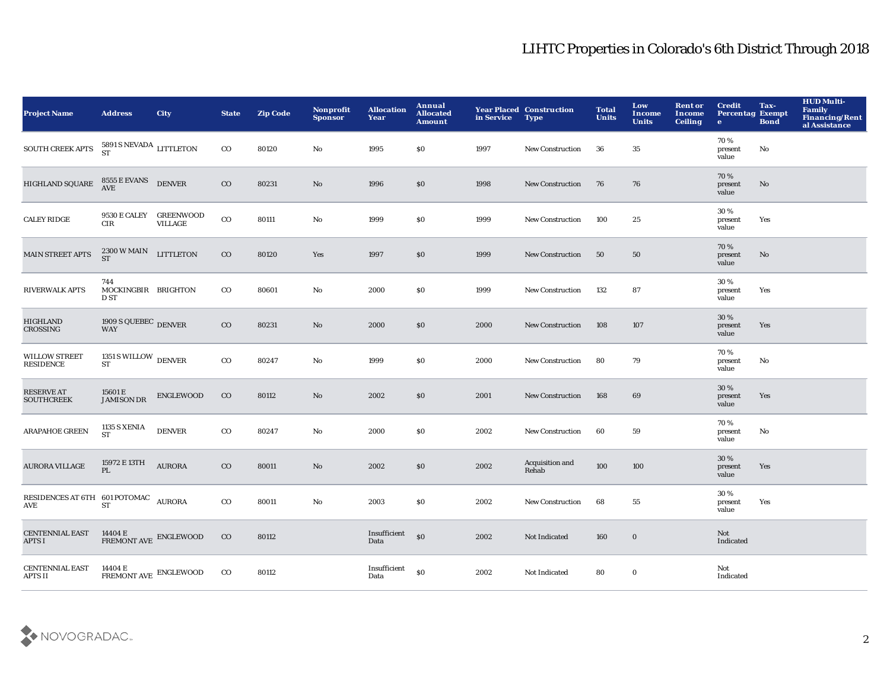# LIHTC Properties in Colorado's 6th District Through 2018

| Project Name | Address | City | State | Zip Code | Nonprofit Sponsor | Allocation Year | Annual Allocated Amount | Year Placed in Service | Construction Type | Total Units | Low Income Units | Rent or Income Ceiling | Credit Percentage | Tax-Exempt Bond | HUD Multi-Family Financing/Rental Assistance |
|---|---|---|---|---|---|---|---|---|---|---|---|---|---|---|---|
| SOUTH CREEK APTS | 5891 S NEVADA ST | LITTLETON | CO | 80120 | No | 1995 | $0 | 1997 | New Construction | 36 | 35 | | 70 % present value | No | |
| HIGHLAND SQUARE | 8555 E EVANS AVE | DENVER | CO | 80231 | No | 1996 | $0 | 1998 | New Construction | 76 | 76 | | 70 % present value | No | |
| CALEY RIDGE | 9530 E CALEY CIR | GREENWOOD VILLAGE | CO | 80111 | No | 1999 | $0 | 1999 | New Construction | 100 | 25 | | 30 % present value | Yes | |
| MAIN STREET APTS | 2300 W MAIN ST | LITTLETON | CO | 80120 | Yes | 1997 | $0 | 1999 | New Construction | 50 | 50 | | 70 % present value | No | |
| RIVERWALK APTS | 744 MOCKINGBIRD ST | BRIGHTON | CO | 80601 | No | 2000 | $0 | 1999 | New Construction | 132 | 87 | | 30 % present value | Yes | |
| HIGHLAND CROSSING | 1909 S QUEBEC WAY | DENVER | CO | 80231 | No | 2000 | $0 | 2000 | New Construction | 108 | 107 | | 30 % present value | Yes | |
| WILLOW STREET RESIDENCE | 1351 S WILLOW ST | DENVER | CO | 80247 | No | 1999 | $0 | 2000 | New Construction | 80 | 79 | | 70 % present value | No | |
| RESERVE AT SOUTHCREEK | 15601 E JAMISON DR | ENGLEWOOD | CO | 80112 | No | 2002 | $0 | 2001 | New Construction | 168 | 69 | | 30 % present value | Yes | |
| ARAPAHOE GREEN | 1135 S XENIA ST | DENVER | CO | 80247 | No | 2000 | $0 | 2002 | New Construction | 60 | 59 | | 70 % present value | No | |
| AURORA VILLAGE | 15972 E 13TH PL | AURORA | CO | 80011 | No | 2002 | $0 | 2002 | Acquisition and Rehab | 100 | 100 | | 30 % present value | Yes | |
| RESIDENCES AT 6TH AVE | 601 POTOMAC ST | AURORA | CO | 80011 | No | 2003 | $0 | 2002 | New Construction | 68 | 55 | | 30 % present value | Yes | |
| CENTENNIAL EAST APTS I | 14404 E FREMONT AVE | ENGLEWOOD | CO | 80112 | | Insufficient Data | $0 | 2002 | Not Indicated | 160 | 0 | | Not Indicated | | |
| CENTENNIAL EAST APTS II | 14404 E FREMONT AVE | ENGLEWOOD | CO | 80112 | | Insufficient Data | $0 | 2002 | Not Indicated | 80 | 0 | | Not Indicated | | |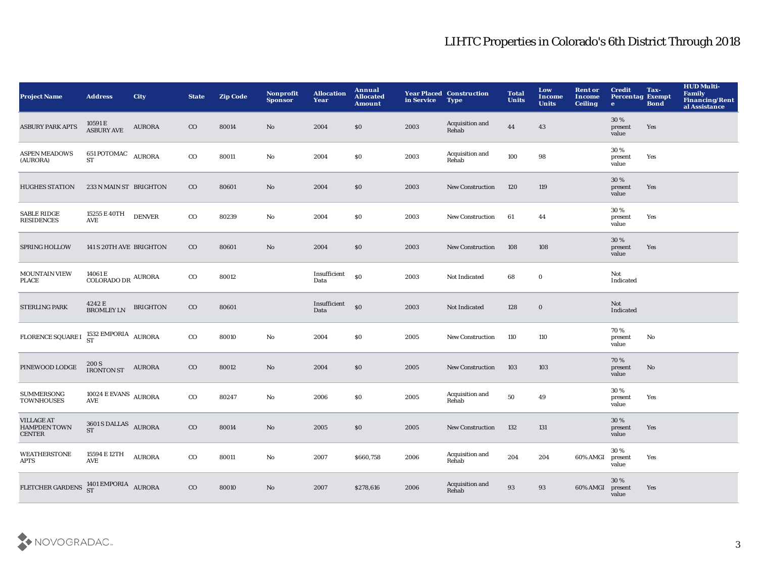# LIHTC Properties in Colorado's 6th District Through 2018

| Project Name | Address | City | State | Zip Code | Nonprofit Sponsor | Allocation Year | Annual Allocated Amount | Year Placed in Service | Construction Type | Total Units | Low Income Units | Rent or Income Ceiling | Credit Percentage | Tax-Exempt Bond | HUD Multi-Family Financing/Rental Assistance |
|---|---|---|---|---|---|---|---|---|---|---|---|---|---|---|---|
| ASBURY PARK APTS | 10591 E ASBURY AVE | AURORA | CO | 80014 | No | 2004 | $0 | 2003 | Acquisition and Rehab | 44 | 43 | | 30 % present value | Yes | |
| ASPEN MEADOWS (AURORA) | 651 POTOMAC ST | AURORA | CO | 80011 | No | 2004 | $0 | 2003 | Acquisition and Rehab | 100 | 98 | | 30 % present value | Yes | |
| HUGHES STATION | 233 N MAIN ST | BRIGHTON | CO | 80601 | No | 2004 | $0 | 2003 | New Construction | 120 | 119 | | 30 % present value | Yes | |
| SABLE RIDGE RESIDENCES | 15255 E 40TH AVE | DENVER | CO | 80239 | No | 2004 | $0 | 2003 | New Construction | 61 | 44 | | 30 % present value | Yes | |
| SPRING HOLLOW | 141 S 20TH AVE | BRIGHTON | CO | 80601 | No | 2004 | $0 | 2003 | New Construction | 108 | 108 | | 30 % present value | Yes | |
| MOUNTAIN VIEW PLACE | 14061 E COLORADO DR | AURORA | CO | 80012 | | Insufficient Data | $0 | 2003 | Not Indicated | 68 | 0 | | Not Indicated | | |
| STERLING PARK | 4242 E BROMLEY LN | BRIGHTON | CO | 80601 | | Insufficient Data | $0 | 2003 | Not Indicated | 128 | 0 | | Not Indicated | | |
| FLORENCE SQUARE I | 1532 EMPORIA ST | AURORA | CO | 80010 | No | 2004 | $0 | 2005 | New Construction | 110 | 110 | | 70 % present value | No | |
| PINEWOOD LODGE | 200 S IRONTON ST | AURORA | CO | 80012 | No | 2004 | $0 | 2005 | New Construction | 103 | 103 | | 70 % present value | No | |
| SUMMERSONG TOWNHOUSES | 10024 E EVANS AVE | AURORA | CO | 80247 | No | 2006 | $0 | 2005 | Acquisition and Rehab | 50 | 49 | | 30 % present value | Yes | |
| VILLAGE AT HAMPDEN TOWN CENTER | 3601 S DALLAS ST | AURORA | CO | 80014 | No | 2005 | $0 | 2005 | New Construction | 132 | 131 | | 30 % present value | Yes | |
| WEATHERSTONE APTS | 15594 E 12TH AVE | AURORA | CO | 80011 | No | 2007 | $660,758 | 2006 | Acquisition and Rehab | 204 | 204 | 60% AMGI | 30 % present value | Yes | |
| FLETCHER GARDENS | 1401 EMPORIA ST | AURORA | CO | 80010 | No | 2007 | $278,616 | 2006 | Acquisition and Rehab | 93 | 93 | 60% AMGI | 30 % present value | Yes | |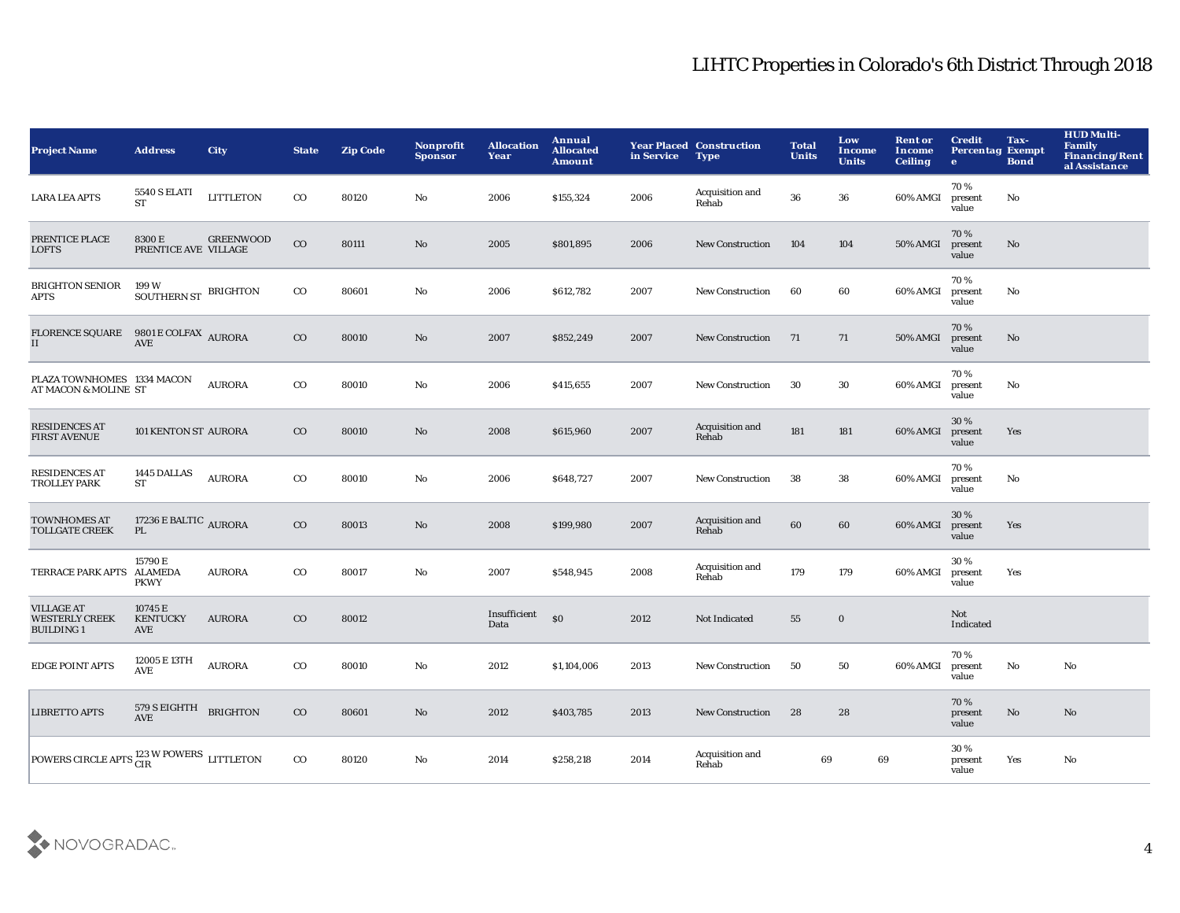# LIHTC Properties in Colorado's 6th District Through 2018

| Project Name | Address | City | State | Zip Code | Nonprofit Sponsor | Allocation Year | Annual Allocated Amount | Year Placed in Service | Construction Type | Total Units | Low Income Units | Rent or Income Ceiling | Credit Percentage | Tax-Exempt Bond | HUD Multi-Family Financing/Rental Assistance |
|---|---|---|---|---|---|---|---|---|---|---|---|---|---|---|---|
| LARA LEA APTS | 5540 S ELATI ST | LITTLETON | CO | 80120 | No | 2006 | $155,324 | 2006 | Acquisition and Rehab | 36 | 36 | 60% AMGI | 70 % present value | No | |
| PRENTICE PLACE LOFTS | 8300 E PRENTICE AVE | GREENWOOD VILLAGE | CO | 80111 | No | 2005 | $801,895 | 2006 | New Construction | 104 | 104 | 50% AMGI | 70 % present value | No | |
| BRIGHTON SENIOR APTS | 199 W SOUTHERN ST | BRIGHTON | CO | 80601 | No | 2006 | $612,782 | 2007 | New Construction | 60 | 60 | 60% AMGI | 70 % present value | No | |
| FLORENCE SQUARE II | 9801 E COLFAX AVE | AURORA | CO | 80010 | No | 2007 | $852,249 | 2007 | New Construction | 71 | 71 | 50% AMGI | 70 % present value | No | |
| PLAZA TOWNHOMES AT MACON & MOLINE | 1334 MACON ST | AURORA | CO | 80010 | No | 2006 | $415,655 | 2007 | New Construction | 30 | 30 | 60% AMGI | 70 % present value | No | |
| RESIDENCES AT FIRST AVENUE | 101 KENTON ST | AURORA | CO | 80010 | No | 2008 | $615,960 | 2007 | Acquisition and Rehab | 181 | 181 | 60% AMGI | 30 % present value | Yes | |
| RESIDENCES AT TROLLEY PARK | 1445 DALLAS ST | AURORA | CO | 80010 | No | 2006 | $648,727 | 2007 | New Construction | 38 | 38 | 60% AMGI | 70 % present value | No | |
| TOWNHOMES AT TOLLGATE CREEK | 17236 E BALTIC PL | AURORA | CO | 80013 | No | 2008 | $199,980 | 2007 | Acquisition and Rehab | 60 | 60 | 60% AMGI | 30 % present value | Yes | |
| TERRACE PARK APTS | 15790 E ALAMEDA PKWY | AURORA | CO | 80017 | No | 2007 | $548,945 | 2008 | Acquisition and Rehab | 179 | 179 | 60% AMGI | 30 % present value | Yes | |
| VILLAGE AT WESTERLY CREEK BUILDING 1 | 10745 E KENTUCKY AVE | AURORA | CO | 80012 | | Insufficient Data | $0 | 2012 | Not Indicated | 55 | 0 | | Not Indicated | | |
| EDGE POINT APTS | 12005 E 13TH AVE | AURORA | CO | 80010 | No | 2012 | $1,104,006 | 2013 | New Construction | 50 | 50 | 60% AMGI | 70 % present value | No | No |
| LIBRETTO APTS | 579 S EIGHTH AVE | BRIGHTON | CO | 80601 | No | 2012 | $403,785 | 2013 | New Construction | 28 | 28 | | 70 % present value | No | No |
| POWERS CIRCLE APTS | 123 W POWERS CIR | LITTLETON | CO | 80120 | No | 2014 | $258,218 | 2014 | Acquisition and Rehab | 69 | 69 | | 30 % present value | Yes | No |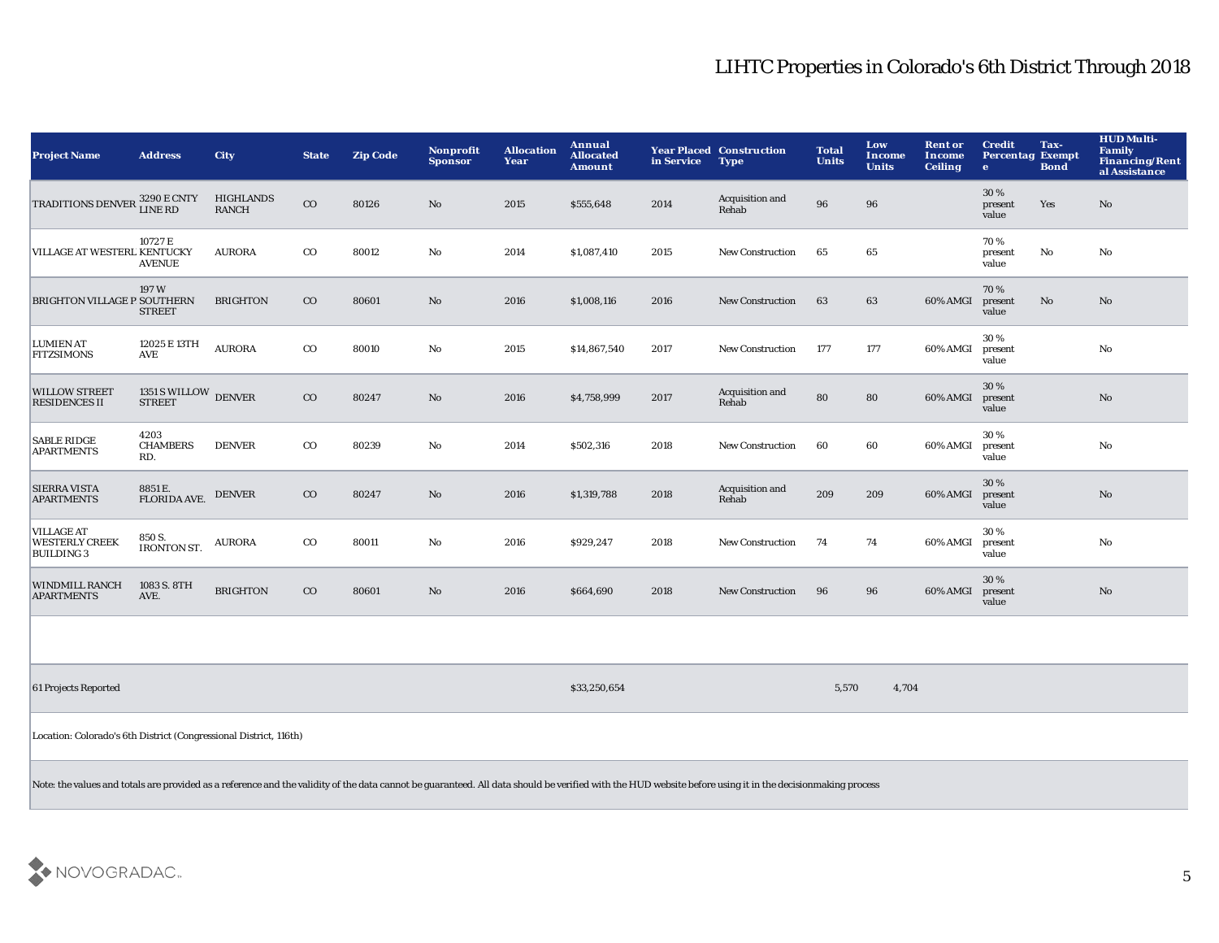# LIHTC Properties in Colorado's 6th District Through 2018

| Project Name | Address | City | State | Zip Code | Nonprofit Sponsor | Allocation Year | Annual Allocated Amount | Year Placed in Service | Construction Type | Total Units | Low Income Units | Rent or Income Ceiling | Credit Percentage | Tax-Exempt Bond | HUD Multi-Family Financing/Rental Assistance |
|---|---|---|---|---|---|---|---|---|---|---|---|---|---|---|---|
| TRADITIONS DENVER | 3290 E CNTY LINE RD | HIGHLANDS RANCH | CO | 80126 | No | 2015 | $555,648 | 2014 | Acquisition and Rehab | 96 | 96 | | 30 % present value | Yes | No |
| VILLAGE AT WESTERL | 10727 E KENTUCKY AVENUE | AURORA | CO | 80012 | No | 2014 | $1,087,410 | 2015 | New Construction | 65 | 65 | | 70 % present value | No | No |
| BRIGHTON VILLAGE P | 197 W SOUTHERN STREET | BRIGHTON | CO | 80601 | No | 2016 | $1,008,116 | 2016 | New Construction | 63 | 63 | 60% AMGI | 70 % present value | No | No |
| LUMIEN AT FITZSIMONS | 12025 E 13TH AVE | AURORA | CO | 80010 | No | 2015 | $14,867,540 | 2017 | New Construction | 177 | 177 | 60% AMGI | 30 % present value | | No |
| WILLOW STREET RESIDENCES II | 1351 S WILLOW STREET | DENVER | CO | 80247 | No | 2016 | $4,758,999 | 2017 | Acquisition and Rehab | 80 | 80 | 60% AMGI | 30 % present value | | No |
| SABLE RIDGE APARTMENTS | 4203 CHAMBERS RD. | DENVER | CO | 80239 | No | 2014 | $502,316 | 2018 | New Construction | 60 | 60 | 60% AMGI | 30 % present value | | No |
| SIERRA VISTA APARTMENTS | 8851 E. FLORIDA AVE. | DENVER | CO | 80247 | No | 2016 | $1,319,788 | 2018 | Acquisition and Rehab | 209 | 209 | 60% AMGI | 30 % present value | | No |
| VILLAGE AT WESTERLY CREEK BUILDING 3 | 850 S. IRONTON ST. | AURORA | CO | 80011 | No | 2016 | $929,247 | 2018 | New Construction | 74 | 74 | 60% AMGI | 30 % present value | | No |
| WINDMILL RANCH APARTMENTS | 1083 S. 8TH AVE. | BRIGHTON | CO | 80601 | No | 2016 | $664,690 | 2018 | New Construction | 96 | 96 | 60% AMGI | 30 % present value | | No |
| 61 Projects Reported | | | | | | | $33,250,654 | | | 5,570 | 4,704 | | | | |

Location: Colorado's 6th District (Congressional District, 116th)

Note: the values and totals are provided as a reference and the validity of the data cannot be guaranteed. All data should be verified with the HUD website before using it in the decisionmaking process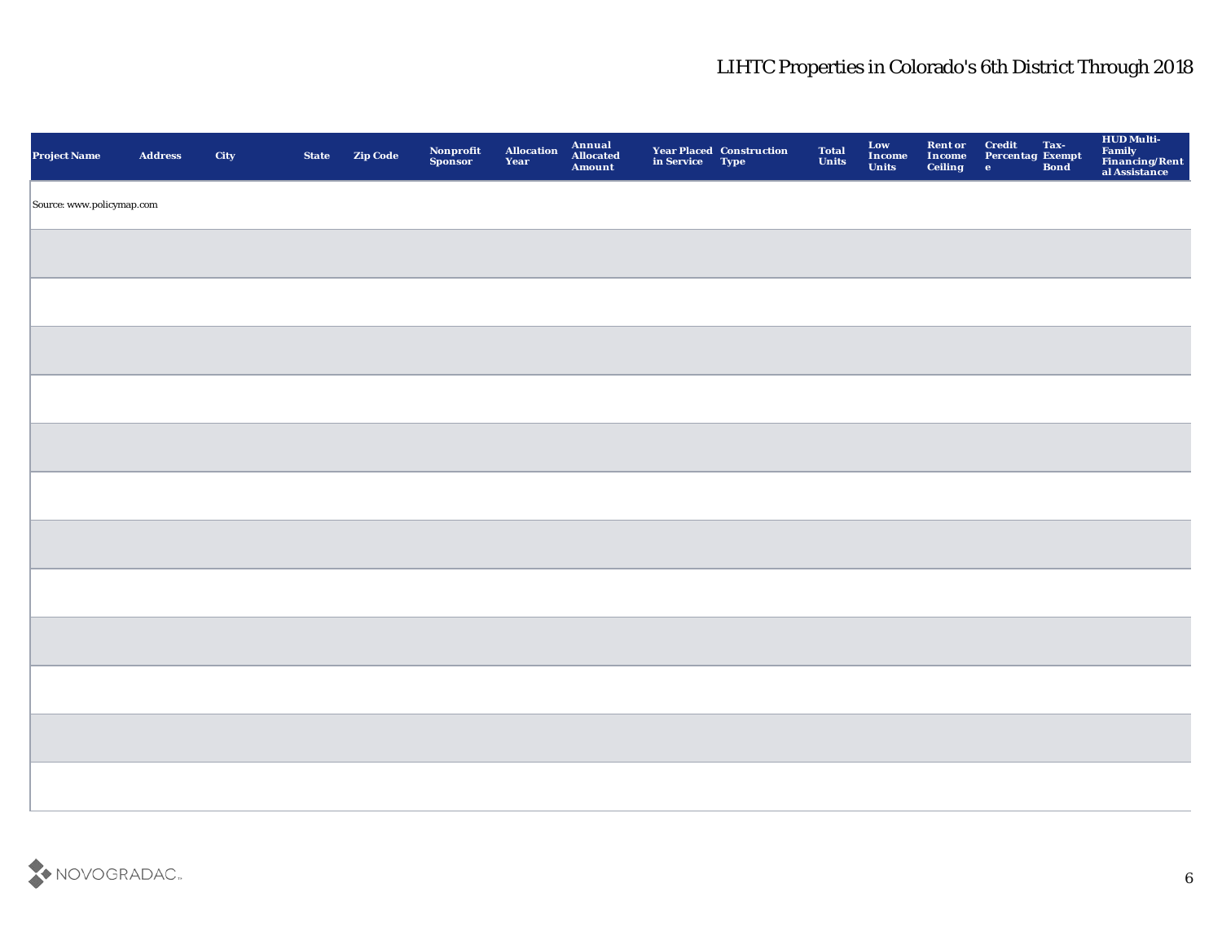# LIHTC Properties in Colorado's 6th District Through 2018

| Project Name | Address | City | State | Zip Code | Nonprofit Sponsor | Allocation Year | Annual Allocated Amount | Year Placed in Service | Construction Type | Total Units | Low Income Units | Rent or Income Ceiling | Credit Percentage | Tax-Exempt Bond | HUD Multi-Family Financing/Rental Assistance |
|---|---|---|---|---|---|---|---|---|---|---|---|---|---|---|---|

Source: www.policymap.com